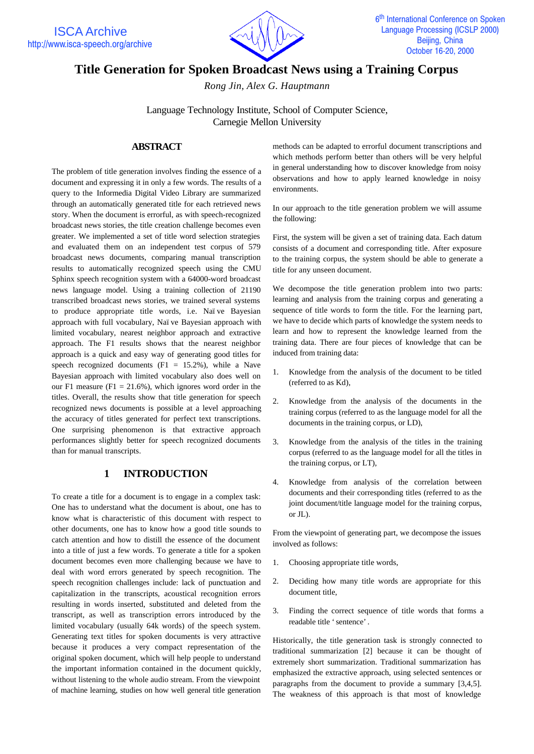# Title Generation for Spoken Broadcast News using a Training Corpus

*Rong Jin, Alex G. Hauptmann*

Language Technology Institute, School of Computer Science,
Carnegie Mellon University

## ABSTRACT

The problem of title generation involves finding the essence of a document and expressing it in only a few words. The results of a query to the Informedia Digital Video Library are summarized through an automatically generated title for each retrieved news story. When the document is errorful, as with speech-recognized broadcast news stories, the title creation challenge becomes even greater. We implemented a set of title word selection strategies and evaluated them on an independent test corpus of 579 broadcast news documents, comparing manual transcription results to automatically recognized speech using the CMU Sphinx speech recognition system with a 64000-word broadcast news language model. Using a training collection of 21190 transcribed broadcast news stories, we trained several systems to produce appropriate title words, i.e. Naïve Bayesian approach with full vocabulary, Naïve Bayesian approach with limited vocabulary, nearest neighbor approach and extractive approach. The F1 results shows that the nearest neighbor approach is a quick and easy way of generating good titles for speech recognized documents (F1 = 15.2%), while a Nave Bayesian approach with limited vocabulary also does well on our F1 measure (F1 = 21.6%), which ignores word order in the titles. Overall, the results show that title generation for speech recognized news documents is possible at a level approaching the accuracy of titles generated for perfect text transcriptions. One surprising phenomenon is that extractive approach performances slightly better for speech recognized documents than for manual transcripts.

## 1 INTRODUCTION

To create a title for a document is to engage in a complex task: One has to understand what the document is about, one has to know what is characteristic of this document with respect to other documents, one has to know how a good title sounds to catch attention and how to distill the essence of the document into a title of just a few words. To generate a title for a spoken document becomes even more challenging because we have to deal with word errors generated by speech recognition. The speech recognition challenges include: lack of punctuation and capitalization in the transcripts, acoustical recognition errors resulting in words inserted, substituted and deleted from the transcript, as well as transcription errors introduced by the limited vocabulary (usually 64k words) of the speech system. Generating text titles for spoken documents is very attractive because it produces a very compact representation of the original spoken document, which will help people to understand the important information contained in the document quickly, without listening to the whole audio stream. From the viewpoint of machine learning, studies on how well general title generation methods can be adapted to errorful document transcriptions and which methods perform better than others will be very helpful in general understanding how to discover knowledge from noisy observations and how to apply learned knowledge in noisy environments.

In our approach to the title generation problem we will assume the following:

First, the system will be given a set of training data. Each datum consists of a document and corresponding title. After exposure to the training corpus, the system should be able to generate a title for any unseen document.

We decompose the title generation problem into two parts: learning and analysis from the training corpus and generating a sequence of title words to form the title. For the learning part, we have to decide which parts of knowledge the system needs to learn and how to represent the knowledge learned from the training data. There are four pieces of knowledge that can be induced from training data:

1. Knowledge from the analysis of the document to be titled (referred to as Kd),
2. Knowledge from the analysis of the documents in the training corpus (referred to as the language model for all the documents in the training corpus, or LD),
3. Knowledge from the analysis of the titles in the training corpus (referred to as the language model for all the titles in the training corpus, or LT),
4. Knowledge from analysis of the correlation between documents and their corresponding titles (referred to as the joint document/title language model for the training corpus, or JL).

From the viewpoint of generating part, we decompose the issues involved as follows:

1. Choosing appropriate title words,
2. Deciding how many title words are appropriate for this document title,
3. Finding the correct sequence of title words that forms a readable title ‘sentence’.

Historically, the title generation task is strongly connected to traditional summarization [2] because it can be thought of extremely short summarization. Traditional summarization has emphasized the extractive approach, using selected sentences or paragraphs from the document to provide a summary [3,4,5]. The weakness of this approach is that most of knowledge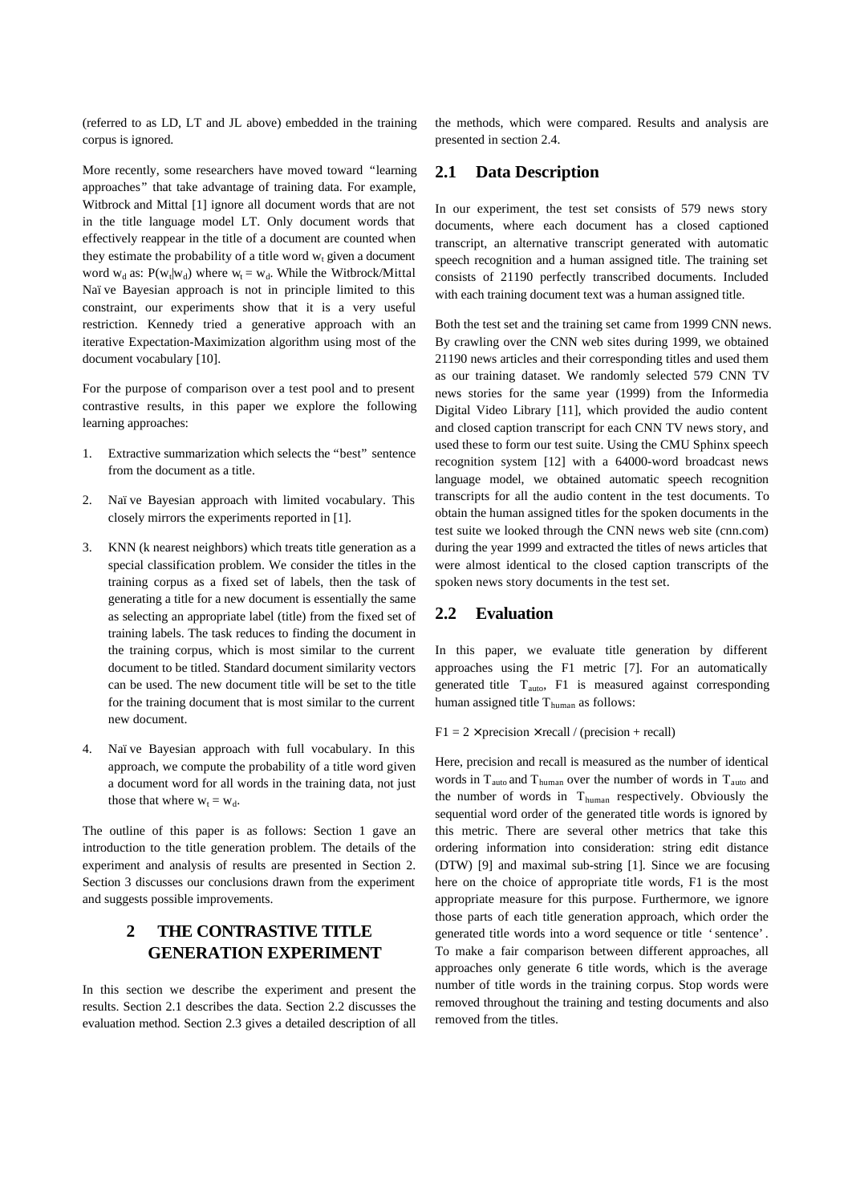(referred to as LD, LT and JL above) embedded in the training corpus is ignored.

More recently, some researchers have moved toward "learning approaches" that take advantage of training data. For example, Witbrock and Mittal [1] ignore all document words that are not in the title language model LT. Only document words that effectively reappear in the title of a document are counted when they estimate the probability of a title word $w_t$ given a document word $w_d$ as: $P(w_t|w_d)$ where $w_t = w_d$. While the Witbrock/Mittal Naïve Bayesian approach is not in principle limited to this constraint, our experiments show that it is a very useful restriction. Kennedy tried a generative approach with an iterative Expectation-Maximization algorithm using most of the document vocabulary [10].

For the purpose of comparison over a test pool and to present contrastive results, in this paper we explore the following learning approaches:

1. Extractive summarization which selects the "best" sentence from the document as a title.

2. Naïve Bayesian approach with limited vocabulary. This closely mirrors the experiments reported in [1].

3. KNN (k nearest neighbors) which treats title generation as a special classification problem. We consider the titles in the training corpus as a fixed set of labels, then the task of generating a title for a new document is essentially the same as selecting an appropriate label (title) from the fixed set of training labels. The task reduces to finding the document in the training corpus, which is most similar to the current document to be titled. Standard document similarity vectors can be used. The new document title will be set to the title for the training document that is most similar to the current new document.

4. Naïve Bayesian approach with full vocabulary. In this approach, we compute the probability of a title word given a document word for all words in the training data, not just those that where $w_t = w_d$.

The outline of this paper is as follows: Section 1 gave an introduction to the title generation problem. The details of the experiment and analysis of results are presented in Section 2. Section 3 discusses our conclusions drawn from the experiment and suggests possible improvements.

# 2 THE CONTRASTIVE TITLE GENERATION EXPERIMENT

In this section we describe the experiment and present the results. Section 2.1 describes the data. Section 2.2 discusses the evaluation method. Section 2.3 gives a detailed description of all the methods, which were compared. Results and analysis are presented in section 2.4.

## 2.1 Data Description

In our experiment, the test set consists of 579 news story documents, where each document has a closed captioned transcript, an alternative transcript generated with automatic speech recognition and a human assigned title. The training set consists of 21190 perfectly transcribed documents. Included with each training document text was a human assigned title.

Both the test set and the training set came from 1999 CNN news. By crawling over the CNN web sites during 1999, we obtained 21190 news articles and their corresponding titles and used them as our training dataset. We randomly selected 579 CNN TV news stories for the same year (1999) from the Informedia Digital Video Library [11], which provided the audio content and closed caption transcript for each CNN TV news story, and used these to form our test suite. Using the CMU Sphinx speech recognition system [12] with a 64000-word broadcast news language model, we obtained automatic speech recognition transcripts for all the audio content in the test documents. To obtain the human assigned titles for the spoken documents in the test suite we looked through the CNN news web site (cnn.com) during the year 1999 and extracted the titles of news articles that were almost identical to the closed caption transcripts of the spoken news story documents in the test set.

## 2.2 Evaluation

In this paper, we evaluate title generation by different approaches using the F1 metric [7]. For an automatically generated title $T_{auto}$, F1 is measured against corresponding human assigned title $T_{human}$ as follows:

$$F1 = 2 \times \text{precision} \times \text{recall} / (\text{precision} + \text{recall})$$

Here, precision and recall is measured as the number of identical words in $T_{auto}$ and $T_{human}$ over the number of words in $T_{auto}$ and the number of words in $T_{human}$ respectively. Obviously the sequential word order of the generated title words is ignored by this metric. There are several other metrics that take this ordering information into consideration: string edit distance (DTW) [9] and maximal sub-string [1]. Since we are focusing here on the choice of appropriate title words, F1 is the most appropriate measure for this purpose. Furthermore, we ignore those parts of each title generation approach, which order the generated title words into a word sequence or title 'sentence'. To make a fair comparison between different approaches, all approaches only generate 6 title words, which is the average number of title words in the training corpus. Stop words were removed throughout the training and testing documents and also removed from the titles.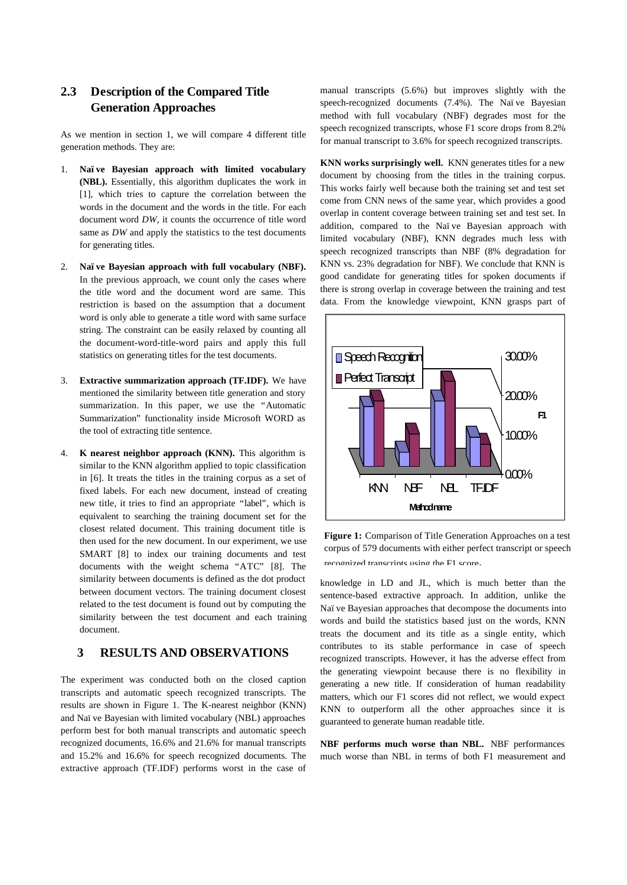## 2.3 Description of the Compared Title Generation Approaches

As we mention in section 1, we will compare 4 different title generation methods. They are:

1. **Naïve Bayesian approach with limited vocabulary (NBL).** Essentially, this algorithm duplicates the work in [1], which tries to capture the correlation between the words in the document and the words in the title. For each document word *DW*, it counts the occurrence of title word same as *DW* and apply the statistics to the test documents for generating titles.

2. **Naïve Bayesian approach with full vocabulary (NBF).** In the previous approach, we count only the cases where the title word and the document word are same. This restriction is based on the assumption that a document word is only able to generate a title word with same surface string. The constraint can be easily relaxed by counting all the document-word-title-word pairs and apply this full statistics on generating titles for the test documents.

3. **Extractive summarization approach (TF.IDF).** We have mentioned the similarity between title generation and story summarization. In this paper, we use the "Automatic Summarization" functionality inside Microsoft WORD as the tool of extracting title sentence.

4. **K nearest neighbor approach (KNN).** This algorithm is similar to the KNN algorithm applied to topic classification in [6]. It treats the titles in the training corpus as a set of fixed labels. For each new document, instead of creating new title, it tries to find an appropriate "label", which is equivalent to searching the training document set for the closest related document. This training document title is then used for the new document. In our experiment, we use SMART [8] to index our training documents and test documents with the weight schema "ATC" [8]. The similarity between documents is defined as the dot product between document vectors. The training document closest related to the test document is found out by computing the similarity between the test document and each training document.

# 3 RESULTS AND OBSERVATIONS

The experiment was conducted both on the closed caption transcripts and automatic speech recognized transcripts. The results are shown in Figure 1. The K-nearest neighbor (KNN) and Naïve Bayesian with limited vocabulary (NBL) approaches perform best for both manual transcripts and automatic speech recognized documents, 16.6% and 21.6% for manual transcripts and 15.2% and 16.6% for speech recognized documents. The extractive approach (TF.IDF) performs worst in the case of manual transcripts (5.6%) but improves slightly with the speech-recognized documents (7.4%). The Naïve Bayesian method with full vocabulary (NBF) degrades most for the speech recognized transcripts, whose F1 score drops from 8.2% for manual transcript to 3.6% for speech recognized transcripts.

**KNN works surprisingly well.** KNN generates titles for a new document by choosing from the titles in the training corpus. This works fairly well because both the training set and test set come from CNN news of the same year, which provides a good overlap in content coverage between training set and test set. In addition, compared to the Naïve Bayesian approach with limited vocabulary (NBL), KNN degrades much less with speech recognized transcripts than NBF (8% degradation for KNN vs. 23% degradation for NBF). We conclude that KNN is good candidate for generating titles for spoken documents if there is strong overlap in coverage between the training and test data. From the knowledge viewpoint, KNN grasps part of knowledge in LD and JL, which is much better than the sentence-based extractive approach. In addition, unlike the Naïve Bayesian approaches that decompose the documents into words and build the statistics based just on the words, KNN treats the document and its title as a single entity, which contributes to its stable performance in case of speech recognized transcripts. However, it has the adverse effect from the generating viewpoint because there is no flexibility in generating a new title. If consideration of human readability matters, which our F1 scores did not reflect, we would expect KNN to outperform all the other approaches since it is guaranteed to generate human readable title.

**Figure 1:** Comparison of Title Generation Approaches on a test corpus of 579 documents with either perfect transcript or speech recognized transcripts using the F1 score.

**NBF performs much worse than NBL.** NBF performances much worse than NBL in terms of both F1 measurement and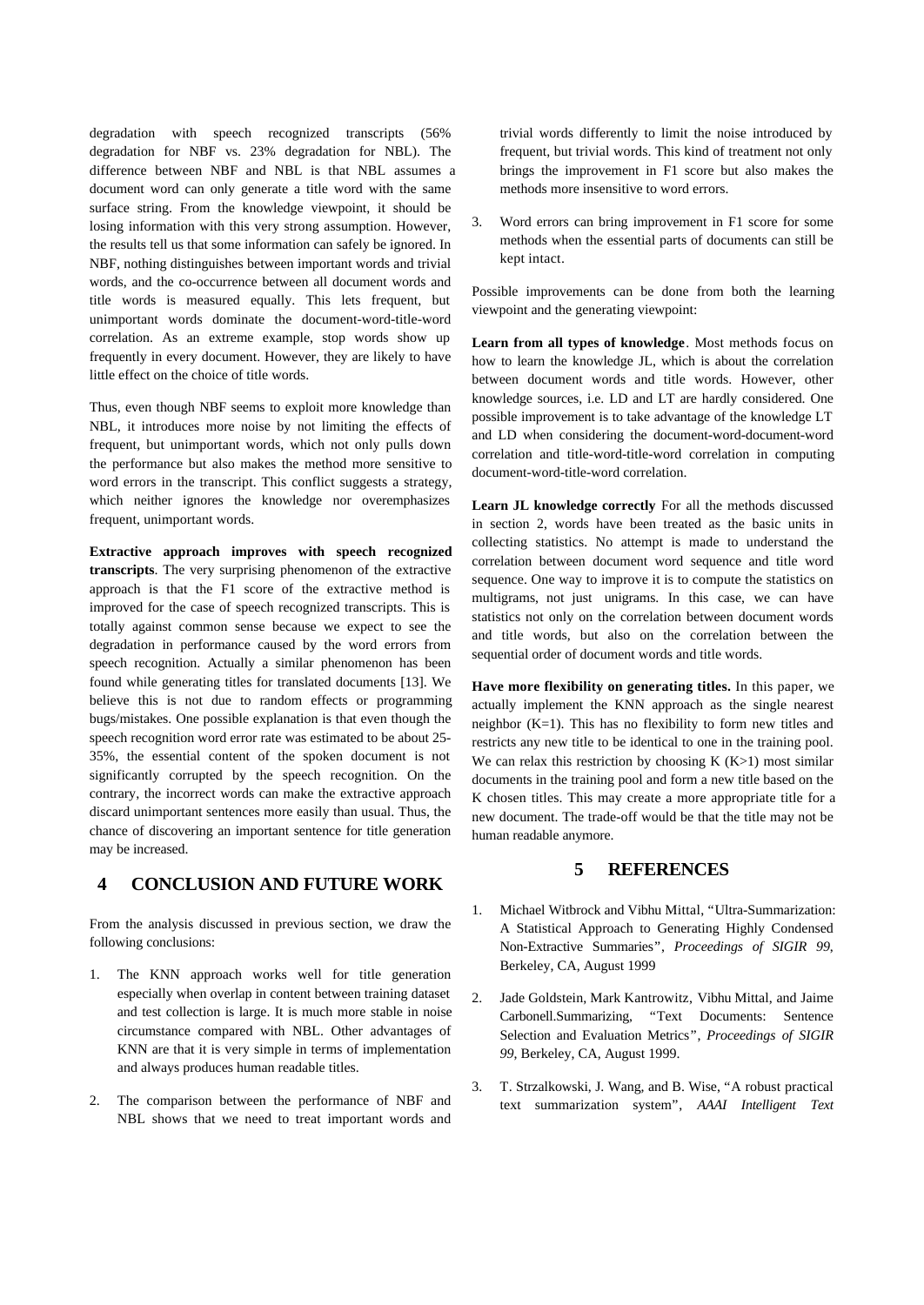degradation with speech recognized transcripts (56% degradation for NBF vs. 23% degradation for NBL). The difference between NBF and NBL is that NBL assumes a document word can only generate a title word with the same surface string. From the knowledge viewpoint, it should be losing information with this very strong assumption. However, the results tell us that some information can safely be ignored. In NBF, nothing distinguishes between important words and trivial words, and the co-occurrence between all document words and title words is measured equally. This lets frequent, but unimportant words dominate the document-word-title-word correlation. As an extreme example, stop words show up frequently in every document. However, they are likely to have little effect on the choice of title words.

Thus, even though NBF seems to exploit more knowledge than NBL, it introduces more noise by not limiting the effects of frequent, but unimportant words, which not only pulls down the performance but also makes the method more sensitive to word errors in the transcript. This conflict suggests a strategy, which neither ignores the knowledge nor overemphasizes frequent, unimportant words.

**Extractive approach improves with speech recognized transcripts**. The very surprising phenomenon of the extractive approach is that the F1 score of the extractive method is improved for the case of speech recognized transcripts. This is totally against common sense because we expect to see the degradation in performance caused by the word errors from speech recognition. Actually a similar phenomenon has been found while generating titles for translated documents [13]. We believe this is not due to random effects or programming bugs/mistakes. One possible explanation is that even though the speech recognition word error rate was estimated to be about 25-35%, the essential content of the spoken document is not significantly corrupted by the speech recognition. On the contrary, the incorrect words can make the extractive approach discard unimportant sentences more easily than usual. Thus, the chance of discovering an important sentence for title generation may be increased.

# 4 CONCLUSION AND FUTURE WORK

From the analysis discussed in previous section, we draw the following conclusions:

1. The KNN approach works well for title generation especially when overlap in content between training dataset and test collection is large. It is much more stable in noise circumstance compared with NBL. Other advantages of KNN are that it is very simple in terms of implementation and always produces human readable titles.

2. The comparison between the performance of NBF and NBL shows that we need to treat important words and trivial words differently to limit the noise introduced by frequent, but trivial words. This kind of treatment not only brings the improvement in F1 score but also makes the methods more insensitive to word errors.

3. Word errors can bring improvement in F1 score for some methods when the essential parts of documents can still be kept intact.

Possible improvements can be done from both the learning viewpoint and the generating viewpoint:

**Learn from all types of knowledge**. Most methods focus on how to learn the knowledge JL, which is about the correlation between document words and title words. However, other knowledge sources, i.e. LD and LT are hardly considered. One possible improvement is to take advantage of the knowledge LT and LD when considering the document-word-document-word correlation and title-word-title-word correlation in computing document-word-title-word correlation.

**Learn JL knowledge correctly** For all the methods discussed in section 2, words have been treated as the basic units in collecting statistics. No attempt is made to understand the correlation between document word sequence and title word sequence. One way to improve it is to compute the statistics on multigrams, not just unigrams. In this case, we can have statistics not only on the correlation between document words and title words, but also on the correlation between the sequential order of document words and title words.

**Have more flexibility on generating titles.** In this paper, we actually implement the KNN approach as the single nearest neighbor (K=1). This has no flexibility to form new titles and restricts any new title to be identical to one in the training pool. We can relax this restriction by choosing K (K>1) most similar documents in the training pool and form a new title based on the K chosen titles. This may create a more appropriate title for a new document. The trade-off would be that the title may not be human readable anymore.

# 5 REFERENCES

1. Michael Witbrock and Vibhu Mittal, "Ultra-Summarization: A Statistical Approach to Generating Highly Condensed Non-Extractive Summaries", *Proceedings of SIGIR 99*, Berkeley, CA, August 1999

2. Jade Goldstein, Mark Kantrowitz, Vibhu Mittal, and Jaime Carbonell.Summarizing, "Text Documents: Sentence Selection and Evaluation Metrics", *Proceedings of SIGIR 99*, Berkeley, CA, August 1999.

3. T. Strzalkowski, J. Wang, and B. Wise, "A robust practical text summarization system", *AAAI Intelligent Text*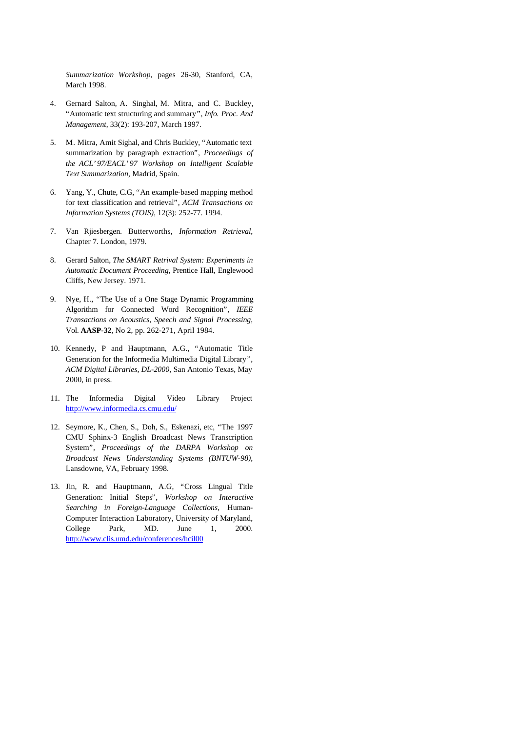*Summarization Workshop*, pages 26-30, Stanford, CA, March 1998.

4. Gernard Salton, A. Singhal, M. Mitra, and C. Buckley, "Automatic text structuring and summary", *Info. Proc. And Management*, 33(2): 193-207, March 1997.

5. M. Mitra, Amit Sighal, and Chris Buckley, "Automatic text summarization by paragraph extraction", *Proceedings of the ACL'97/EACL'97 Workshop on Intelligent Scalable Text Summarization*, Madrid, Spain.

6. Yang, Y., Chute, C.G, "An example-based mapping method for text classification and retrieval", *ACM Transactions on Information Systems (TOIS)*, 12(3): 252-77. 1994.

7. Van Rjiesbergen. Butterworths, *Information Retrieval*, Chapter 7. London, 1979.

8. Gerard Salton, *The SMART Retrival System: Experiments in Automatic Document Proceeding*, Prentice Hall, Englewood Cliffs, New Jersey. 1971.

9. Nye, H., "The Use of a One Stage Dynamic Programming Algorithm for Connected Word Recognition", *IEEE Transactions on Acoustics, Speech and Signal Processing*, Vol. **AASP-32**, No 2, pp. 262-271, April 1984.

10. Kennedy, P and Hauptmann, A.G., "Automatic Title Generation for the Informedia Multimedia Digital Library", *ACM Digital Libraries, DL-2000*, San Antonio Texas, May 2000, in press.

11. The Informedia Digital Video Library Project http://www.informedia.cs.cmu.edu/

12. Seymore, K., Chen, S., Doh, S., Eskenazi, etc, "The 1997 CMU Sphinx-3 English Broadcast News Transcription System", *Proceedings of the DARPA Workshop on Broadcast News Understanding Systems (BNTUW-98)*, Lansdowne, VA, February 1998.

13. Jin, R. and Hauptmann, A.G, "Cross Lingual Title Generation: Initial Steps", *Workshop on Interactive Searching in Foreign-Language Collections*, Human-Computer Interaction Laboratory, University of Maryland, College Park, MD. June 1, 2000. http://www.clis.umd.edu/conferences/hcil00